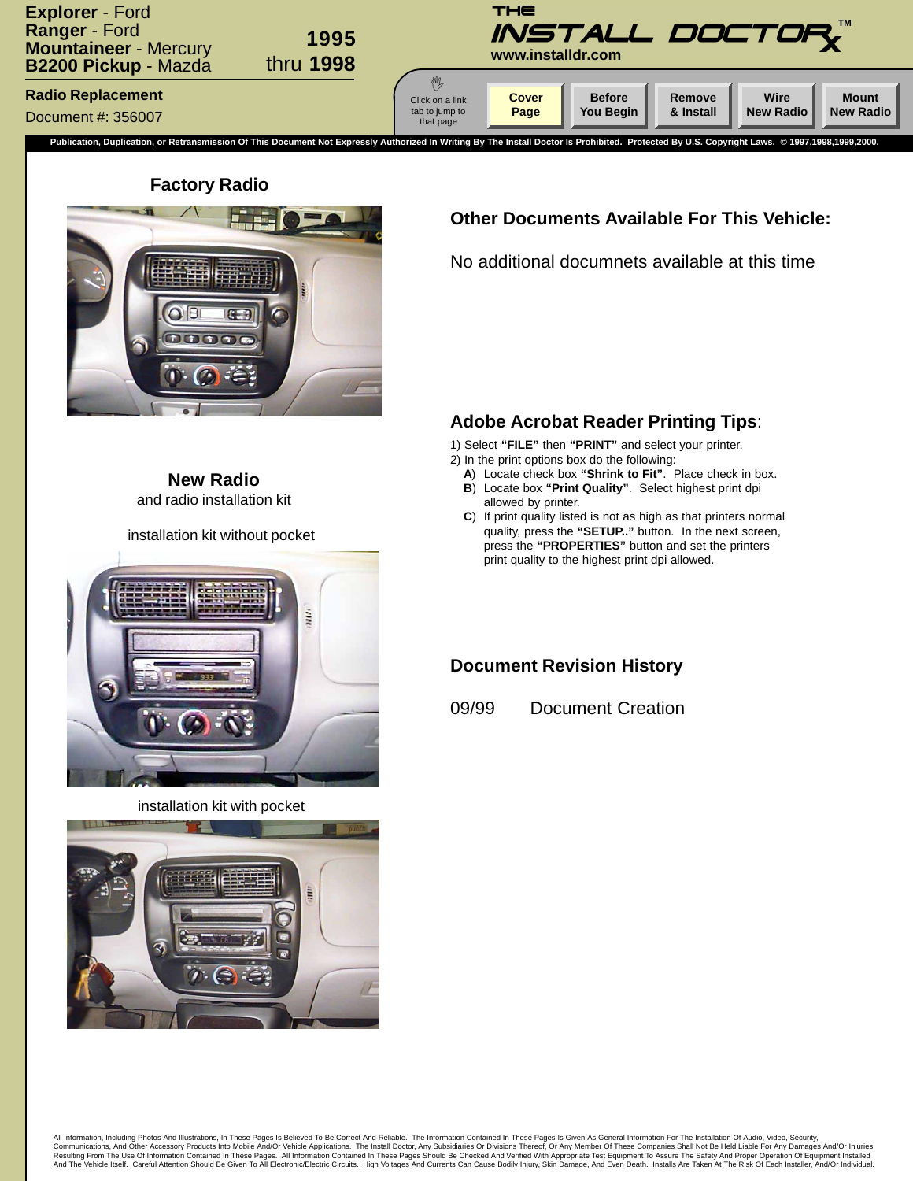**Explorer** - Ford
**Ranger** - Ford
**Mountaineer** - Mercury
**B2200 Pickup** - Mazda

**1995**
thru **1998**

**Radio Replacement**
Document #: 356007

THE INSTALL DOCTOR™
www.installdr.com

Click on a link tab to jump to that page

Cover Page | Before You Begin | Remove & Install | Wire New Radio | Mount New Radio

**Publication, Duplication, or Retransmission Of This Document Not Expressly Authorized In Writing By The Install Doctor Is Prohibited. Protected By U.S. Copyright Laws. © 1997,1998,1999,2000.**

### Factory Radio

### New Radio
and radio installation kit

installation kit without pocket

installation kit with pocket

### Other Documents Available For This Vehicle:

No additional documnets available at this time

### Adobe Acrobat Reader Printing Tips:

1) Select **"FILE"** then **"PRINT"** and select your printer.
2) In the print options box do the following:
   - **A**) Locate check box **"Shrink to Fit"**. Place check in box.
   - **B**) Locate box **"Print Quality"**. Select highest print dpi allowed by printer.
   - **C**) If print quality listed is not as high as that printers normal quality, press the **"SETUP.."** button. In the next screen, press the **"PROPERTIES"** button and set the printers print quality to the highest print dpi allowed.

### Document Revision History

09/99 Document Creation

All Information, Including Photos And Illustrations, In These Pages Is Believed To Be Correct And Reliable. The Information Contained In These Pages Is Given As General Information For The Installation Of Audio, Video, Security, Communications, And Other Accessory Products Into Mobile And/Or Vehicle Applications. The Install Doctor, Any Subsidiaries Or Divisions Thereof, Or Any Member Of These Companies Shall Not Be Held Liable For Any Damages And/Or Injuries Resulting From The Use Of Information Contained In These Pages. All Information Contained In These Pages Should Be Checked And Verified With Appropriate Test Equipment To Assure The Safety And Proper Operation Of Equipment Installed And The Vehicle Itself. Careful Attention Should Be Given To All Electronic/Electric Circuits. High Voltages And Currents Can Cause Bodily Injury, Skin Damage, And Even Death. Installs Are Taken At The Risk Of Each Installer, And/Or Individual.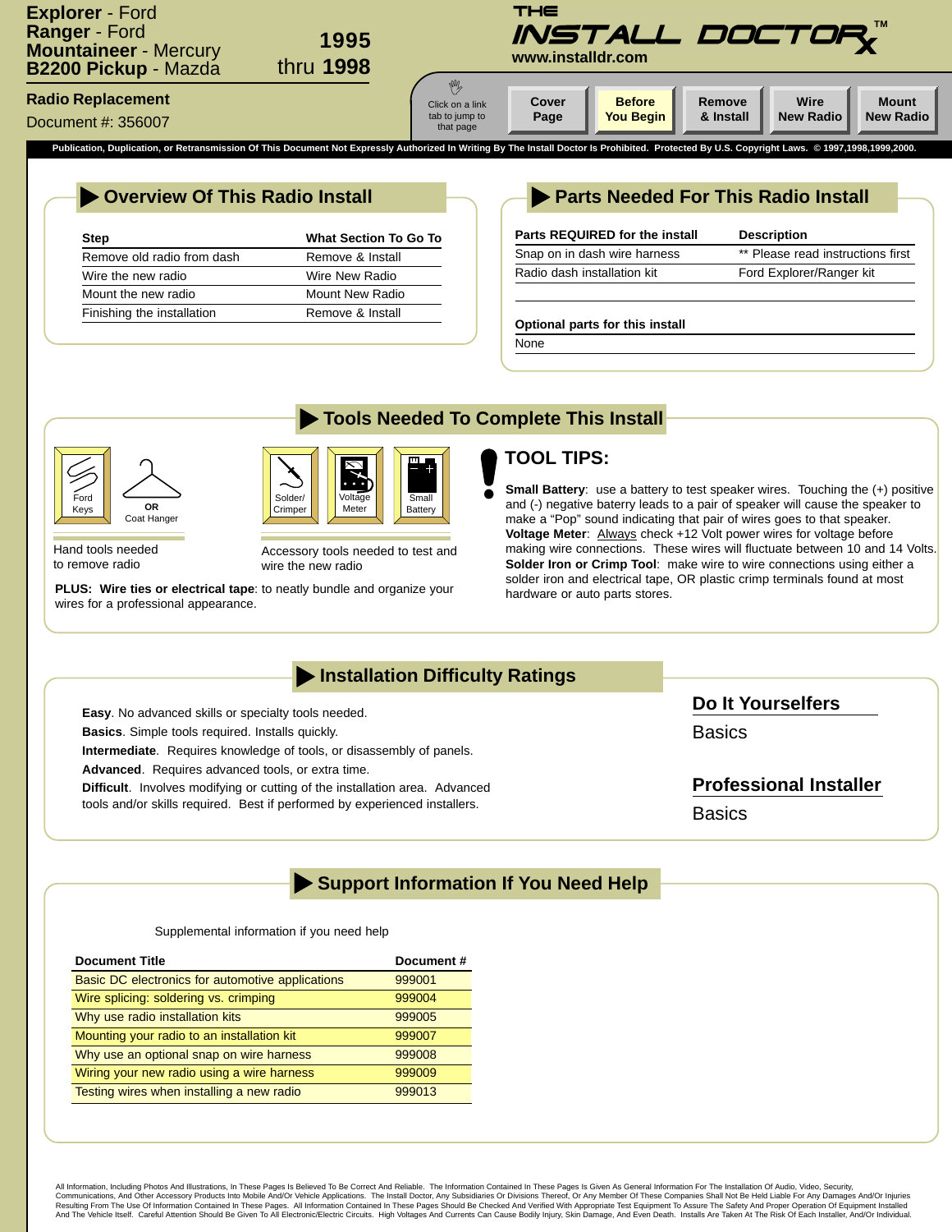**Explorer** - Ford
**Ranger** - Ford
**Mountaineer** - Mercury
**B2200 Pickup** - Mazda

**1995** thru **1998**

**Radio Replacement**
Document #: 356007

THE INSTALL DOCTOR™
www.installdr.com

Click on a link tab to jump to that page

Cover Page | Before You Begin | Remove & Install | Wire New Radio | Mount New Radio

Publication, Duplication, or Retransmission Of This Document Not Expressly Authorized In Writing By The Install Doctor Is Prohibited. Protected By U.S. Copyright Laws. © 1997,1998,1999,2000.

## Overview Of This Radio Install

| Step | What Section To Go To |
|---|---|
| Remove old radio from dash | Remove & Install |
| Wire the new radio | Wire New Radio |
| Mount the new radio | Mount New Radio |
| Finishing the installation | Remove & Install |

## Parts Needed For This Radio Install

| Parts REQUIRED for the install | Description |
|---|---|
| Snap on in dash wire harness | ** Please read instructions first |
| Radio dash installation kit | Ford Explorer/Ranger kit |

**Optional parts for this install**

None

## Tools Needed To Complete This Install

Ford Keys OR Coat Hanger

Hand tools needed to remove radio

Solder/ Crimper, Voltage Meter, Small Battery

Accessory tools needed to test and wire the new radio

**PLUS: Wire ties or electrical tape**: to neatly bundle and organize your wires for a professional appearance.

### TOOL TIPS:

**Small Battery**: use a battery to test speaker wires. Touching the (+) positive and (-) negative baterry leads to a pair of speaker will cause the speaker to make a "Pop" sound indicating that pair of wires goes to that speaker.

**Voltage Meter**: Always check +12 Volt power wires for voltage before making wire connections. These wires will fluctuate between 10 and 14 Volts.

**Solder Iron or Crimp Tool**: make wire to wire connections using either a solder iron and electrical tape, OR plastic crimp terminals found at most hardware or auto parts stores.

## Installation Difficulty Ratings

**Easy**. No advanced skills or specialty tools needed.
**Basics**. Simple tools required. Installs quickly.
**Intermediate**. Requires knowledge of tools, or disassembly of panels.
**Advanced**. Requires advanced tools, or extra time.
**Difficult**. Involves modifying or cutting of the installation area. Advanced tools and/or skills required. Best if performed by experienced installers.

**Do It Yourselfers**
Basics

**Professional Installer**
Basics

## Support Information If You Need Help

Supplemental information if you need help

| Document Title | Document # |
|---|---|
| Basic DC electronics for automotive applications | 999001 |
| Wire splicing: soldering vs. crimping | 999004 |
| Why use radio installation kits | 999005 |
| Mounting your radio to an installation kit | 999007 |
| Why use an optional snap on wire harness | 999008 |
| Wiring your new radio using a wire harness | 999009 |
| Testing wires when installing a new radio | 999013 |

All Information, Including Photos And Illustrations, In These Pages Is Believed To Be Correct And Reliable. The Information Contained In These Pages Is Given As General Information For The Installation Of Audio, Video, Security, Communications, And Other Accessory Products Into Mobile And/Or Vehicle Applications. The Install Doctor, Any Subsidiaries Or Divisions Thereof, Or Any Member Of These Companies Shall Not Be Held Liable For Any Damages And/Or Injuries Resulting From The Use Of Information Contained In These Pages. All Information Contained In These Pages Should Be Checked And Verified With Appropriate Test Equipment To Ensure The Safety And Proper Operation Of Equipment Installed And The Vehicle Itself. Careful Attention Should Be Given To All Electronic/Electric Circuits. High Voltages And Currents Can Cause Bodily Injury, Skin Damage, And Even Death. Installs Are Taken At The Risk Of Each Installer, And/Or Individual.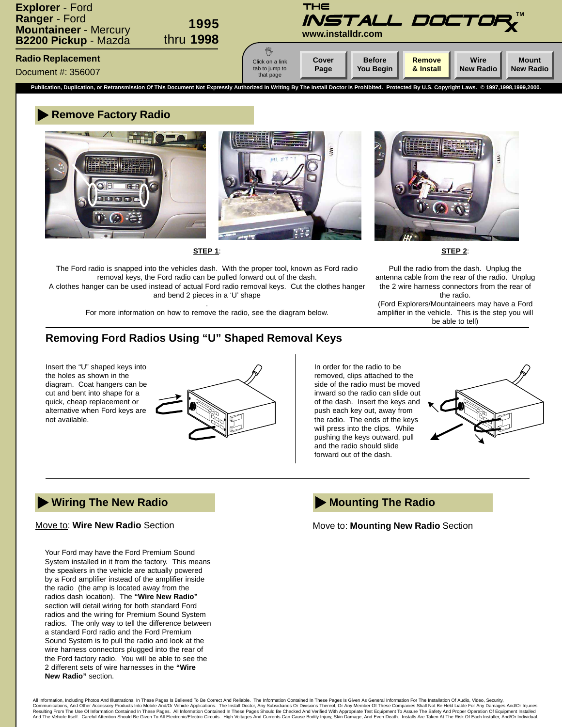**Explorer** - Ford
**Ranger** - Ford
**Mountaineer** - Mercury
**B2200 Pickup** - Mazda

**1995** thru **1998**

**Radio Replacement**

Document #: 356007

THE INSTALL DOCTOR™
www.installdr.com

Click on a link tab to jump to that page

| Cover Page | Before You Begin | Remove & Install | Wire New Radio | Mount New Radio |
|---|---|---|---|---|

**Publication, Duplication, or Retransmission Of This Document Not Expressly Authorized In Writing By The Install Doctor Is Prohibited. Protected By U.S. Copyright Laws. © 1997,1998,1999,2000.**

## Remove Factory Radio

**STEP 1**:

The Ford radio is snapped into the vehicles dash. With the proper tool, known as Ford radio removal keys, the Ford radio can be pulled forward out of the dash.
A clothes hanger can be used instead of actual Ford radio removal keys. Cut the clothes hanger and bend 2 pieces in a 'U' shape
.
For more information on how to remove the radio, see the diagram below.

**STEP 2**:

Pull the radio from the dash. Unplug the antenna cable from the rear of the radio. Unplug the 2 wire harness connectors from the rear of the radio.
(Ford Explorers/Mountaineers may have a Ford amplifier in the vehicle. This is the step you will be able to tell)

## Removing Ford Radios Using "U" Shaped Removal Keys

Insert the "U" shaped keys into the holes as shown in the diagram. Coat hangers can be cut and bent into shape for a quick, cheap replacement or alternative when Ford keys are not available.

In order for the radio to be removed, clips attached to the side of the radio must be moved inward so the radio can slide out of the dash. Insert the keys and push each key out, away from the radio. The ends of the keys will press into the clips. While pushing the keys outward, pull and the radio should slide forward out of the dash.

## Wiring The New Radio

Move to: **Wire New Radio** Section

Your Ford may have the Ford Premium Sound System installed in it from the factory. This means the speakers in the vehicle are actually powered by a Ford amplifier instead of the amplifier inside the radio (the amp is located away from the radios dash location). The **"Wire New Radio"** section will detail wiring for both standard Ford radios and the wiring for Premium Sound System radios. The only way to tell the difference between a standard Ford radio and the Ford Premium Sound System is to pull the radio and look at the wire harness connectors plugged into the rear of the Ford factory radio. You will be able to see the 2 different sets of wire harnesses in the **"Wire New Radio"** section.

## Mounting The Radio

Move to: **Mounting New Radio** Section

All Information, Including Photos And Illustrations, In These Pages Is Believed To Be Correct And Reliable. The Information Contained In These Pages Is Given As General Information For The Installation Of Audio, Video, Security, Communications, And Other Accessory Products Into Mobile And/Or Vehicle Applications. The Install Doctor, Any Subsidiaries Or Divisions Thereof, Or Any Member Of These Companies Shall Not Be Held Liable For Any Damages And/Or Injuries Resulting From The Use Of Information Contained In These Pages. All Information Contained In These Pages Should Be Checked And Verified With Appropriate Test Equipment To Assure The Safety And Proper Operation Of Equipment Installed And The Vehicle Itself. Careful Attention Should Be Given To All Electronic/Electric Circuits. High Voltages And Currents Can Cause Bodily Injury, Skin Damage, And Even Death. Installs Are Taken At The Risk Of Each Installer, And/Or Individual.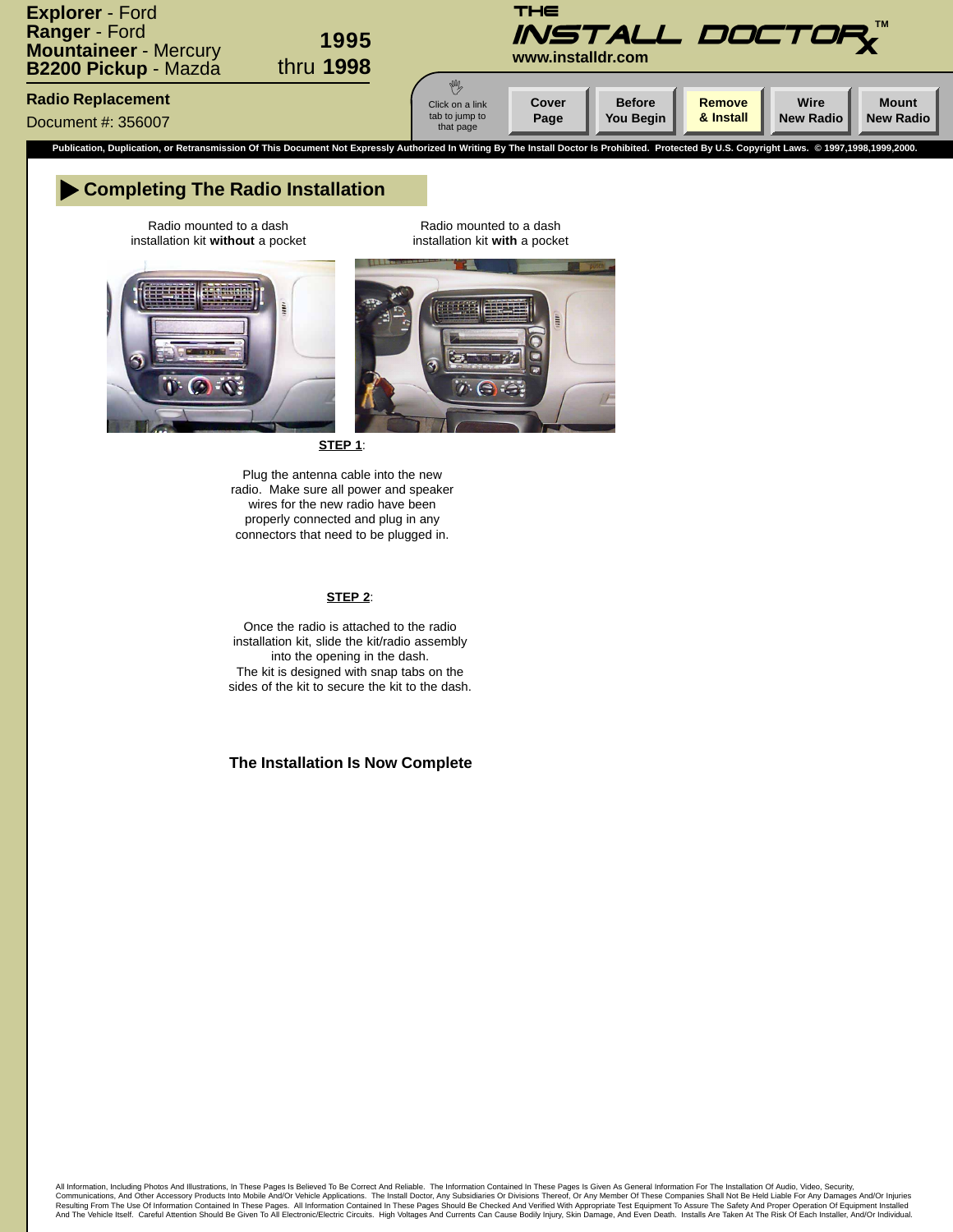## Completing The Radio Installation

Radio mounted to a dash installation kit **without** a pocket

Radio mounted to a dash installation kit **with** a pocket

**STEP 1**:

Plug the antenna cable into the new radio. Make sure all power and speaker wires for the new radio have been properly connected and plug in any connectors that need to be plugged in.

**STEP 2**:

Once the radio is attached to the radio installation kit, slide the kit/radio assembly into the opening in the dash. The kit is designed with snap tabs on the sides of the kit to secure the kit to the dash.

**The Installation Is Now Complete**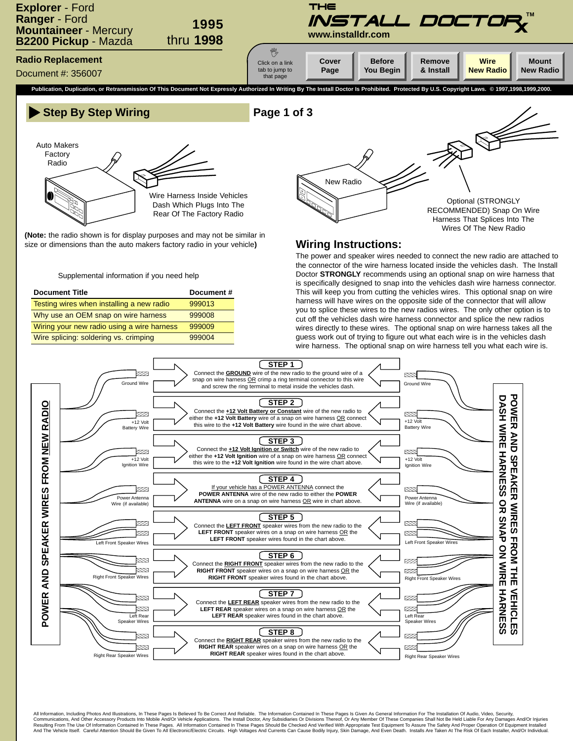**Explorer** - Ford
**Ranger** - Ford
**Mountaineer** - Mercury
**B2200 Pickup** - Mazda

**1995** thru **1998**

**THE INSTALL DOCTOR™**
www.installdr.com

**Radio Replacement**
Document #: 356007

Click on a link tab to jump to that page

**Cover Page** | **Before You Begin** | **Remove & Install** | **Wire New Radio** | **Mount New Radio**

**Publication, Duplication, or Retransmission Of This Document Not Expressly Authorized In Writing By The Install Doctor Is Prohibited. Protected By U.S. Copyright Laws. © 1997,1998,1999,2000.**

## Step By Step Wiring

**Page 1 of 3**

Auto Makers Factory Radio

Wire Harness Inside Vehicles Dash Which Plugs Into The Rear Of The Factory Radio

New Radio

Optional (STRONGLY RECOMMENDED) Snap On Wire Harness That Splices Into The Wires Of The New Radio

(**Note:** the radio shown is for display purposes and may not be similar in size or dimensions than the auto makers factory radio in your vehicle**)**

Supplemental information if you need help

| Document Title | Document # |
|---|---|
| Testing wires when installing a new radio | 999013 |
| Why use an OEM snap on wire harness | 999008 |
| Wiring your new radio using a wire harness | 999009 |
| Wire splicing: soldering vs. crimping | 999004 |

## Wiring Instructions:

The power and speaker wires needed to connect the new radio are attached to the connector of the wire harness located inside the vehicles dash. The Install Doctor **STRONGLY** recommends using an optional snap on wire harness that is specifically designed to snap into the vehicles dash wire harness connector. This will keep you from cutting the vehicles wires. This optional snap on wire harness will have wires on the opposite side of the connector that will allow you to splice these wires to the new radios wires. The only other option is to cut off the vehicles dash wire harness connector and splice the new radios wires directly to these wires. The optional snap on wire harness takes all the guess work out of trying to figure out what each wire is in the vehicles dash wire harness. The optional snap on wire harness tell you what each wire is.

**POWER AND SPEAKER WIRES FROM NEW RADIO**

**POWER AND SPEAKER WIRES FROM THE VEHICLES DASH WIRE HARNESS OR SNAP ON WIRE HARNESS**

**STEP 1** (Ground Wire ↔ Ground Wire)
Connect the GROUND wire of the new radio to the ground wire of a snap on wire harness OR crimp a ring terminal connector to this wire and screw the ring terminal to metal inside the vehicles dash.

**STEP 2** (+12 Volt Battery Wire ↔ +12 Volt Battery Wire)
Connect the **+12 Volt Battery or Constant** wire of the new radio to either the **+12 Volt Battery** wire of a snap on wire harness OR connect this wire to the **+12 Volt Battery** wire found in the wire chart above.

**STEP 3** (+12 Volt Ignition Wire ↔ +12 Volt Ignition Wire)
Connect the **+12 Volt Ignition or Switch** wire of the new radio to either the **+12 Volt Ignition** wire of a snap on wire harness OR connect this wire to the **+12 Volt Ignition** wire found in the wire chart above.

**STEP 4** (Power Antenna Wire (if available) ↔ Power Antenna Wire (if available))
If your vehicle has a POWER ANTENNA connect the **POWER ANTENNA** wire of the new radio to either the **POWER ANTENNA** wire on a snap on wire harness OR wire in chart above.

**STEP 5** (Left Front Speaker Wires ↔ Left Front Speaker Wires)
Connect the **LEFT FRONT** speaker wires from the new radio to the **LEFT FRONT** speaker wires on a snap on wire harness OR the **LEFT FRONT** speaker wires found in the chart above.

**STEP 6** (Right Front Speaker Wires ↔ Right Front Speaker Wires)
Connect the **RIGHT FRONT** speaker wires from the new radio to the **RIGHT FRONT** speaker wires on a snap on wire harness OR the **RIGHT FRONT** speaker wires found in the chart above.

**STEP 7** (Left Rear Speaker Wires ↔ Left Rear Speaker Wires)
Connect the **LEFT REAR** speaker wires from the new radio to the **LEFT REAR** speaker wires on a snap on wire harness OR the **LEFT REAR** speaker wires found in the chart above.

**STEP 8** (Right Rear Speaker Wires ↔ Right Rear Speaker Wires)
Connect the **RIGHT REAR** speaker wires from the new radio to the **RIGHT REAR** speaker wires on a snap on wire harness OR the **RIGHT REAR** speaker wires found in the chart above.

All Information, Including Photos And Illustrations, In These Pages Is Believed To Be Correct And Reliable. The Information Contained In These Pages Is Given As General Information For The Installation Of Audio, Video, Security, Communications, And Other Accessory Products Into Mobile And/Or Vehicle Applications. The Install Doctor, Any Subsidiaries Or Divisions Thereof, Or Any Member Of These Companies Shall Not Be Held Liable For Any Damages And/Or Injuries Resulting From The Use Of Information Contained In These Pages. All Information Contained In These Pages Should Be Checked And Verified With Appropriate Test Equipment To Assure The Safety And Proper Operation Of Equipment Installed And The Vehicle Itself. Careful Attention Should Be Given To All Electronic/Electric Circuits. High Voltages And Currents Can Cause Bodily Injury, Skin Damage, And Even Death. Installs Are Taken At The Risk Of Each Installer, And/Or Individual.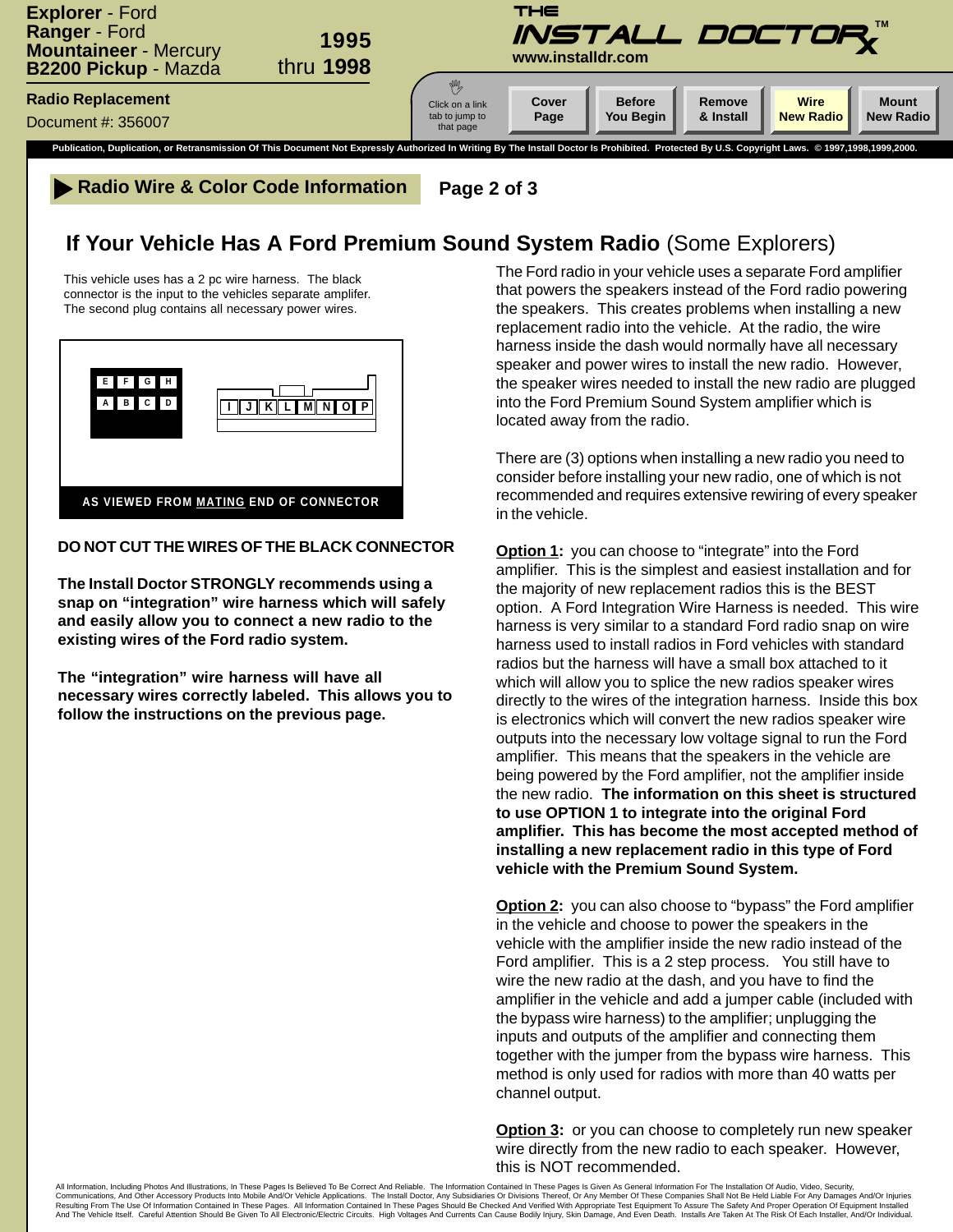**Explorer** - Ford
**Ranger** - Ford
**Mountaineer** - Mercury
**B2200 Pickup** - Mazda

**1995** thru **1998**

**Radio Replacement**
Document #: 356007

THE INSTALL DOCTOR™
www.installdr.com

Click on a link tab to jump to that page

Cover Page | Before You Begin | Remove & Install | Wire New Radio | Mount New Radio

**Publication, Duplication, or Retransmission Of This Document Not Expressly Authorized In Writing By The Install Doctor Is Prohibited. Protected By U.S. Copyright Laws. © 1997,1998,1999,2000.**

## Radio Wire & Color Code Information

**Page 2 of 3**

## If Your Vehicle Has A Ford Premium Sound System Radio (Some Explorers)

This vehicle uses has a 2 pc wire harness. The black connector is the input to the vehicles separate amplifier. The second plug contains all necessary power wires.

E F G H
A B C D

I J K L M N O P

AS VIEWED FROM MATING END OF CONNECTOR

**DO NOT CUT THE WIRES OF THE BLACK CONNECTOR**

**The Install Doctor STRONGLY recommends using a snap on "integration" wire harness which will safely and easily allow you to connect a new radio to the existing wires of the Ford radio system.**

**The "integration" wire harness will have all necessary wires correctly labeled. This allows you to follow the instructions on the previous page.**

The Ford radio in your vehicle uses a separate Ford amplifier that powers the speakers instead of the Ford radio powering the speakers. This creates problems when installing a new replacement radio into the vehicle. At the radio, the wire harness inside the dash would normally have all necessary speaker and power wires to install the new radio. However, the speaker wires needed to install the new radio are plugged into the Ford Premium Sound System amplifier which is located away from the radio.

There are (3) options when installing a new radio you need to consider before installing your new radio, one of which is not recommended and requires extensive rewiring of every speaker in the vehicle.

**Option 1:** you can choose to "integrate" into the Ford amplifier. This is the simplest and easiest installation and for the majority of new replacement radios this is the BEST option. A Ford Integration Wire Harness is needed. This wire harness is very similar to a standard Ford radio snap on wire harness used to install radios in Ford vehicles with standard radios but the harness will have a small box attached to it which will allow you to splice the new radios speaker wires directly to the wires of the integration harness. Inside this box is electronics which will convert the new radios speaker wire outputs into the necessary low voltage signal to run the Ford amplifier. This means that the speakers in the vehicle are being powered by the Ford amplifier, not the amplifier inside the new radio. **The information on this sheet is structured to use OPTION 1 to integrate into the original Ford amplifier. This has become the most accepted method of installing a new replacement radio in this type of Ford vehicle with the Premium Sound System.**

**Option 2:** you can also choose to "bypass" the Ford amplifier in the vehicle and choose to power the speakers in the vehicle with the amplifier inside the new radio instead of the Ford amplifier. This is a 2 step process. You still have to wire the new radio at the dash, and you have to find the amplifier in the vehicle and add a jumper cable (included with the bypass wire harness) to the amplifier; unplugging the inputs and outputs of the amplifier and connecting them together with the jumper from the bypass wire harness. This method is only used for radios with more than 40 watts per channel output.

**Option 3:** or you can choose to completely run new speaker wire directly from the new radio to each speaker. However, this is NOT recommended.

All Information, Including Photos And Illustrations, In These Pages Is Believed To Be Correct And Reliable. The Information Contained In These Pages Is Given As General Information For The Installation Of Audio, Video, Security, Communications, And Other Accessory Products Into Mobile And/Or Vehicle Applications. The Install Doctor, Any Subsidiaries Or Divisions Thereof, Or Any Member Of These Companies Shall Not Be Held Liable For Any Damages And/Or Injuries Resulting From The Use Of Information Contained In These Pages. All Information Contained In These Pages Should Be Checked And Verified With Appropriate Test Equipment To Assure The Safety And Proper Operation Of Equipment Installed And The Vehicle Itself. Careful Attention Should Be Given To All Electronic/Electric Circuits. High Voltages And Currents Can Cause Bodily Injury, Skin Damage, And Even Death. Installs Are Taken At The Risk Of Each Installer, And/Or Individual.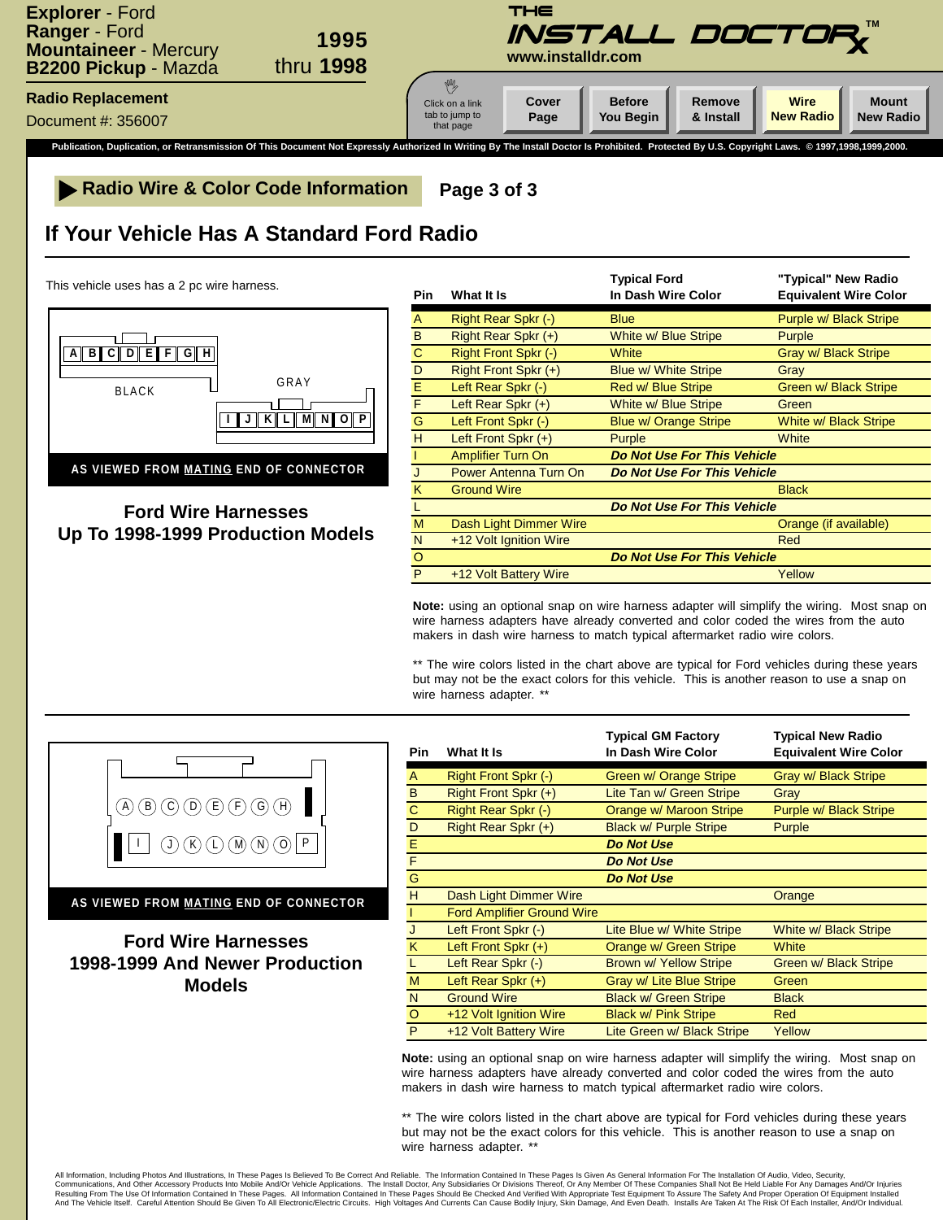**Explorer** - Ford
**Ranger** - Ford
**Mountaineer** - Mercury
**B2200 Pickup** - Mazda

**1995** thru **1998**

**Radio Replacement**

Document #: 356007

THE INSTALL DOCTOR™
www.installdr.com

Click on a link tab to jump to that page

Cover Page | Before You Begin | Remove & Install | Wire New Radio | Mount New Radio

**Publication, Duplication, or Retransmission Of This Document Not Expressly Authorized In Writing By The Install Doctor Is Prohibited. Protected By U.S. Copyright Laws. © 1997,1998,1999,2000.**

## Radio Wire & Color Code Information

**Page 3 of 3**

## If Your Vehicle Has A Standard Ford Radio

This vehicle uses has a 2 pc wire harness.

BLACK: A B C D E F G H
GRAY: I J K L M N O P

**AS VIEWED FROM MATING END OF CONNECTOR**

### Ford Wire Harnesses Up To 1998-1999 Production Models

| Pin | What It Is | Typical Ford In Dash Wire Color | "Typical" New Radio Equivalent Wire Color |
|---|---|---|---|
| A | Right Rear Spkr (-) | Blue | Purple w/ Black Stripe |
| B | Right Rear Spkr (+) | White w/ Blue Stripe | Purple |
| C | Right Front Spkr (-) | White | Gray w/ Black Stripe |
| D | Right Front Spkr (+) | Blue w/ White Stripe | Gray |
| E | Left Rear Spkr (-) | Red w/ Blue Stripe | Green w/ Black Stripe |
| F | Left Rear Spkr (+) | White w/ Blue Stripe | Green |
| G | Left Front Spkr (-) | Blue w/ Orange Stripe | White w/ Black Stripe |
| H | Left Front Spkr (+) | Purple | White |
| I | Amplifier Turn On | ***Do Not Use For This Vehicle*** | |
| J | Power Antenna Turn On | ***Do Not Use For This Vehicle*** | |
| K | Ground Wire | | Black |
| L | | ***Do Not Use For This Vehicle*** | |
| M | Dash Light Dimmer Wire | | Orange (if available) |
| N | +12 Volt Ignition Wire | | Red |
| O | | ***Do Not Use For This Vehicle*** | |
| P | +12 Volt Battery Wire | | Yellow |

**Note:** using an optional snap on wire harness adapter will simplify the wiring. Most snap on wire harness adapters have already converted and color coded the wires from the auto makers in dash wire harness to match typical aftermarket radio wire colors.

** The wire colors listed in the chart above are typical for Ford vehicles during these years but may not be the exact colors for this vehicle. This is another reason to use a snap on wire harness adapter. **

A B C D E F G H
I J K L M N O P

**AS VIEWED FROM MATING END OF CONNECTOR**

### Ford Wire Harnesses 1998-1999 And Newer Production Models

| Pin | What It Is | Typical GM Factory In Dash Wire Color | Typical New Radio Equivalent Wire Color |
|---|---|---|---|
| A | Right Front Spkr (-) | Green w/ Orange Stripe | Gray w/ Black Stripe |
| B | Right Front Spkr (+) | Lite Tan w/ Green Stripe | Gray |
| C | Right Rear Spkr (-) | Orange w/ Maroon Stripe | Purple w/ Black Stripe |
| D | Right Rear Spkr (+) | Black w/ Purple Stripe | Purple |
| E | | ***Do Not Use*** | |
| F | | ***Do Not Use*** | |
| G | | ***Do Not Use*** | |
| H | Dash Light Dimmer Wire | | Orange |
| I | Ford Amplifier Ground Wire | | |
| J | Left Front Spkr (-) | Lite Blue w/ White Stripe | White w/ Black Stripe |
| K | Left Front Spkr (+) | Orange w/ Green Stripe | White |
| L | Left Rear Spkr (-) | Brown w/ Yellow Stripe | Green w/ Black Stripe |
| M | Left Rear Spkr (+) | Gray w/ Lite Blue Stripe | Green |
| N | Ground Wire | Black w/ Green Stripe | Black |
| O | +12 Volt Ignition Wire | Black w/ Pink Stripe | Red |
| P | +12 Volt Battery Wire | Lite Green w/ Black Stripe | Yellow |

**Note:** using an optional snap on wire harness adapter will simplify the wiring. Most snap on wire harness adapters have already converted and color coded the wires from the auto makers in dash wire harness to match typical aftermarket radio wire colors.

** The wire colors listed in the chart above are typical for Ford vehicles during these years but may not be the exact colors for this vehicle. This is another reason to use a snap on wire harness adapter. **

All Information, Including Photos And Illustrations, In These Pages Is Believed To Be Correct And Reliable. The Information Contained In These Pages Is Given As General Information For The Installation Of Audio, Video, Security, Communications, And Other Accessory Products Into Mobile And/Or Vehicle Applications. The Install Doctor, Any Subsidiaries Or Divisions Thereof, Or Any Member Of These Companies Shall Not Be Held Liable For Any Damages And/Or Injuries Resulting From The Use Of Information Contained In These Pages. All Information Contained In These Pages Should Be Checked And Verified With Appropriate Test Equipment To Assure The Safety And Proper Operation Of Equipment Installed And The Vehicle Itself. Careful Attention Should Be Given To All Electronic/Electric Circuits. High Voltages And Currents Can Cause Bodily Injury, Skin Damage, And Even Death. Installs Are Taken At The Risk Of Each Installer, And/Or Individual.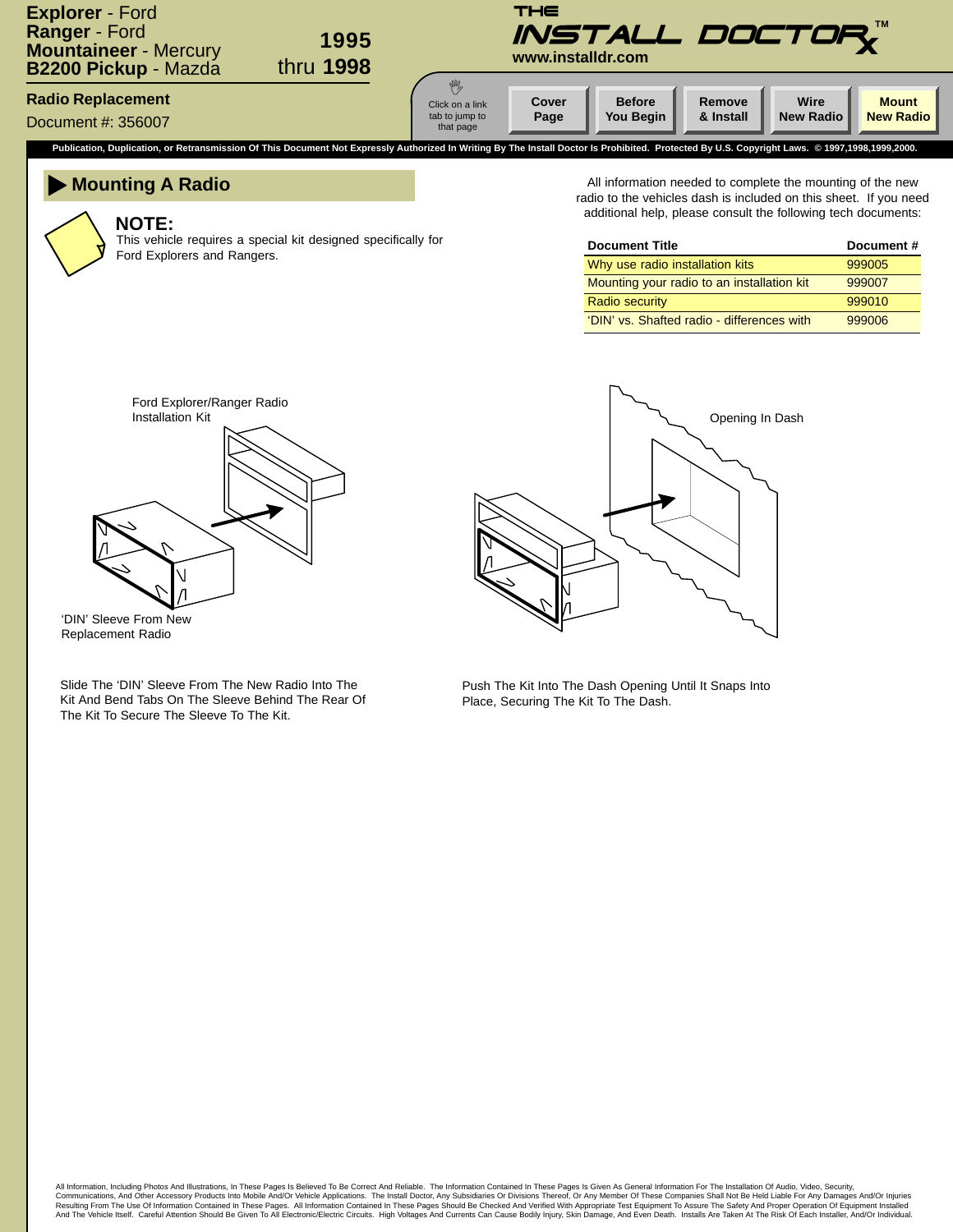**Explorer** - Ford
**Ranger** - Ford
**Mountaineer** - Mercury
**B2200 Pickup** - Mazda

**1995** thru **1998**

**Radio Replacement**

Document #: 356007

THE INSTALL DOCTOR™
www.installdr.com

Click on a link tab to jump to that page

Cover Page | Before You Begin | Remove & Install | Wire New Radio | Mount New Radio

**Publication, Duplication, or Retransmission Of This Document Not Expressly Authorized In Writing By The Install Doctor Is Prohibited. Protected By U.S. Copyright Laws. © 1997,1998,1999,2000.**

## Mounting A Radio

**NOTE:**
This vehicle requires a special kit designed specifically for Ford Explorers and Rangers.

All information needed to complete the mounting of the new radio to the vehicles dash is included on this sheet. If you need additional help, please consult the following tech documents:

| Document Title | Document # |
| --- | --- |
| Why use radio installation kits | 999005 |
| Mounting your radio to an installation kit | 999007 |
| Radio security | 999010 |
| 'DIN' vs. Shafted radio - differences with | 999006 |

Ford Explorer/Ranger Radio Installation Kit

'DIN' Sleeve From New Replacement Radio

Opening In Dash

Slide The 'DIN' Sleeve From The New Radio Into The Kit And Bend Tabs On The Sleeve Behind The Rear Of The Kit To Secure The Sleeve To The Kit.

Push The Kit Into The Dash Opening Until It Snaps Into Place, Securing The Kit To The Dash.

All Information, Including Photos And Illustrations, In These Pages Is Believed To Be Correct And Reliable. The Information Contained In These Pages Is Given As General Information For The Installation Of Audio, Video, Security, Communications, And Other Accessory Products Into Mobile And/Or Vehicle Applications. The Install Doctor, Any Subsidiaries Or Divisions Thereof, Or Any Member Of These Companies Shall Not Be Held Liable For Any Damages And/Or Injuries Resulting From The Use Of Information Contained In These Pages. All Information Contained In These Pages Should Be Checked And Verified With Appropriate Test Equipment To Assure The Safety And Proper Operation Of Equipment Installed And The Vehicle Itself. Careful Attention Should Be Given To All Electronic/Electric Circuits. High Voltages And Currents Can Cause Bodily Injury, Skin Damage, And Even Death. Installs Are Taken At The Risk Of Each Installer, And/Or Individual.